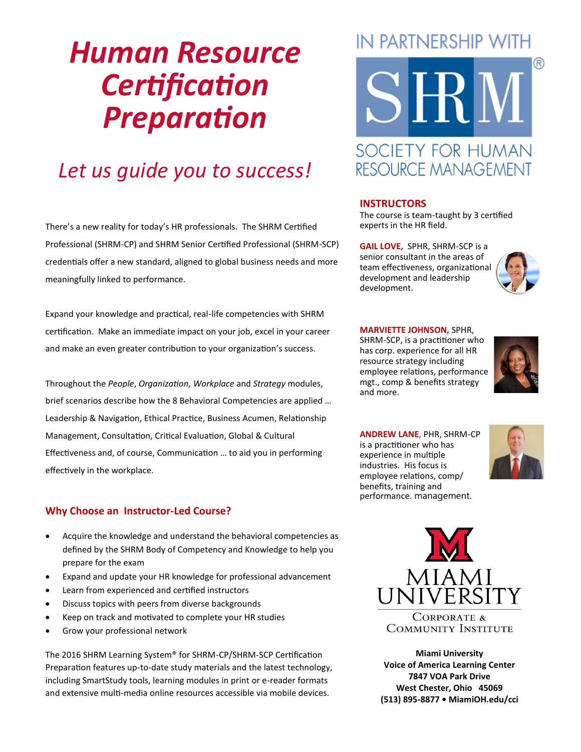# *Human Resource Certification Preparation*

## *Let us guide you to success!*

IN PARTNERSHIP WITH

SHRM®

SOCIETY FOR HUMAN RESOURCE MANAGEMENT

There's a new reality for today's HR professionals. The SHRM Certified Professional (SHRM-CP) and SHRM Senior Certified Professional (SHRM-SCP) credentials offer a new standard, aligned to global business needs and more meaningfully linked to performance.

Expand your knowledge and practical, real-life competencies with SHRM certification. Make an immediate impact on your job, excel in your career and make an even greater contribution to your organization's success.

Throughout the *People*, *Organization*, *Workplace* and *Strategy* modules, brief scenarios describe how the 8 Behavioral Competencies are applied … Leadership & Navigation, Ethical Practice, Business Acumen, Relationship Management, Consultation, Critical Evaluation, Global & Cultural Effectiveness and, of course, Communication … to aid you in performing effectively in the workplace.

### Why Choose an Instructor-Led Course?

- Acquire the knowledge and understand the behavioral competencies as defined by the SHRM Body of Competency and Knowledge to help you prepare for the exam
- Expand and update your HR knowledge for professional advancement
- Learn from experienced and certified instructors
- Discuss topics with peers from diverse backgrounds
- Keep on track and motivated to complete your HR studies
- Grow your professional network

The 2016 SHRM Learning System® for SHRM-CP/SHRM-SCP Certification Preparation features up-to-date study materials and the latest technology, including SmartStudy tools, learning modules in print or e-reader formats and extensive multi-media online resources accessible via mobile devices.

### INSTRUCTORS

The course is team-taught by 3 certified experts in the HR field.

**GAIL LOVE,** SPHR, SHRM-SCP is a senior consultant in the areas of team effectiveness, organizational development and leadership development.

**MARVIETTE JOHNSON,** SPHR, SHRM-SCP, is a practitioner who has corp. experience for all HR resource strategy including employee relations, performance mgt., comp & benefits strategy and more.

**ANDREW LANE**, PHR, SHRM-CP is a practitioner who has experience in multiple industries. His focus is employee relations, comp/ benefits, training and performance. management.

MIAMI UNIVERSITY

CORPORATE & COMMUNITY INSTITUTE

**Miami University**
**Voice of America Learning Center**
**7847 VOA Park Drive**
**West Chester, Ohio 45069**
**(513) 895-8877 • MiamiOH.edu/cci**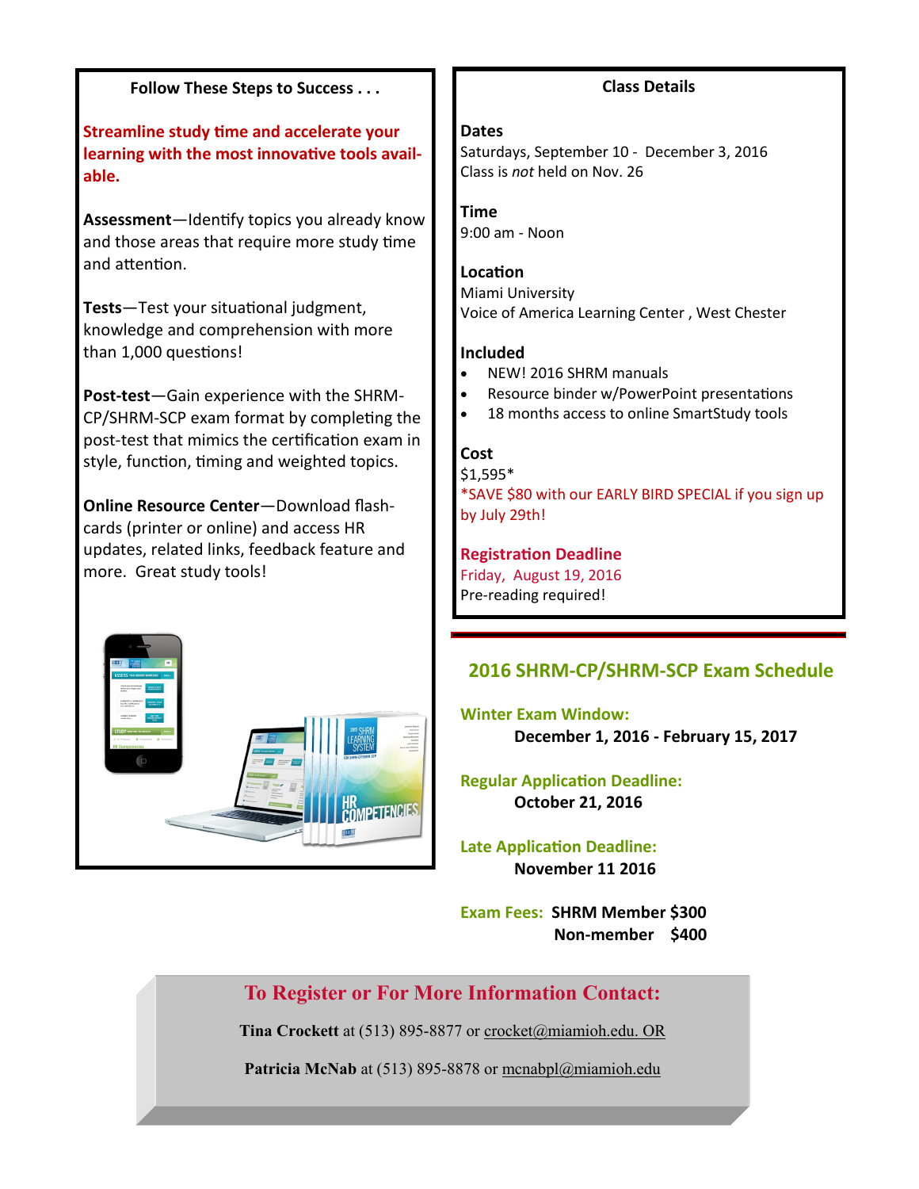### Follow These Steps to Success . . .

**Streamline study time and accelerate your learning with the most innovative tools available.**

**Assessment**—Identify topics you already know and those areas that require more study time and attention.

**Tests**—Test your situational judgment, knowledge and comprehension with more than 1,000 questions!

**Post-test**—Gain experience with the SHRM-CP/SHRM-SCP exam format by completing the post-test that mimics the certification exam in style, function, timing and weighted topics.

**Online Resource Center**—Download flash-cards (printer or online) and access HR updates, related links, feedback feature and more. Great study tools!

### Class Details

**Dates**
Saturdays, September 10 - December 3, 2016
Class is *not* held on Nov. 26

**Time**
9:00 am - Noon

**Location**
Miami University
Voice of America Learning Center , West Chester

**Included**

- NEW! 2016 SHRM manuals
- Resource binder w/PowerPoint presentations
- 18 months access to online SmartStudy tools

**Cost**
$1,595*
*SAVE $80 with our EARLY BIRD SPECIAL if you sign up by July 29th!

**Registration Deadline**
Friday, August 19, 2016
Pre-reading required!

## 2016 SHRM-CP/SHRM-SCP Exam Schedule

**Winter Exam Window:**
**December 1, 2016 - February 15, 2017**

**Regular Application Deadline:**
**October 21, 2016**

**Late Application Deadline:**
**November 11 2016**

**Exam Fees:** **SHRM Member $300**
**Non-member $400**

## To Register or For More Information Contact:

**Tina Crockett** at (513) 895-8877 or crocket@miamioh.edu. OR

**Patricia McNab** at (513) 895-8878 or mcnabpl@miamioh.edu